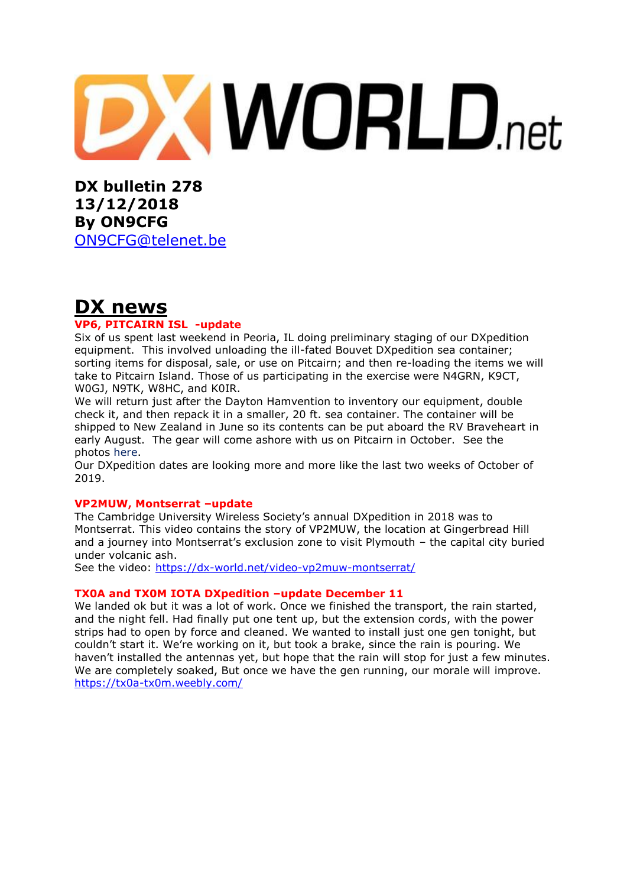DXWORLD.net

**DX bulletin 278**
**13/12/2018**
**By ON9CFG**
ON9CFG@telenet.be

# DX news

### VP6, PITCAIRN ISL -update

Six of us spent last weekend in Peoria, IL doing preliminary staging of our DXpedition equipment. This involved unloading the ill-fated Bouvet DXpedition sea container; sorting items for disposal, sale, or use on Pitcairn; and then re-loading the items we will take to Pitcairn Island. Those of us participating in the exercise were N4GRN, K9CT, W0GJ, N9TK, W8HC, and K0IR.
We will return just after the Dayton Hamvention to inventory our equipment, double check it, and then repack it in a smaller, 20 ft. sea container. The container will be shipped to New Zealand in June so its contents can be put aboard the RV Braveheart in early August. The gear will come ashore with us on Pitcairn in October. See the photos here.
Our DXpedition dates are looking more and more like the last two weeks of October of 2019.

### VP2MUW, Montserrat –update

The Cambridge University Wireless Society's annual DXpedition in 2018 was to Montserrat. This video contains the story of VP2MUW, the location at Gingerbread Hill and a journey into Montserrat's exclusion zone to visit Plymouth – the capital city buried under volcanic ash.
See the video: https://dx-world.net/video-vp2muw-montserrat/

### TX0A and TX0M IOTA DXpedition –update December 11

We landed ok but it was a lot of work. Once we finished the transport, the rain started, and the night fell. Had finally put one tent up, but the extension cords, with the power strips had to open by force and cleaned. We wanted to install just one gen tonight, but couldn't start it. We're working on it, but took a brake, since the rain is pouring. We haven't installed the antennas yet, but hope that the rain will stop for just a few minutes. We are completely soaked, But once we have the gen running, our morale will improve.
https://tx0a-tx0m.weebly.com/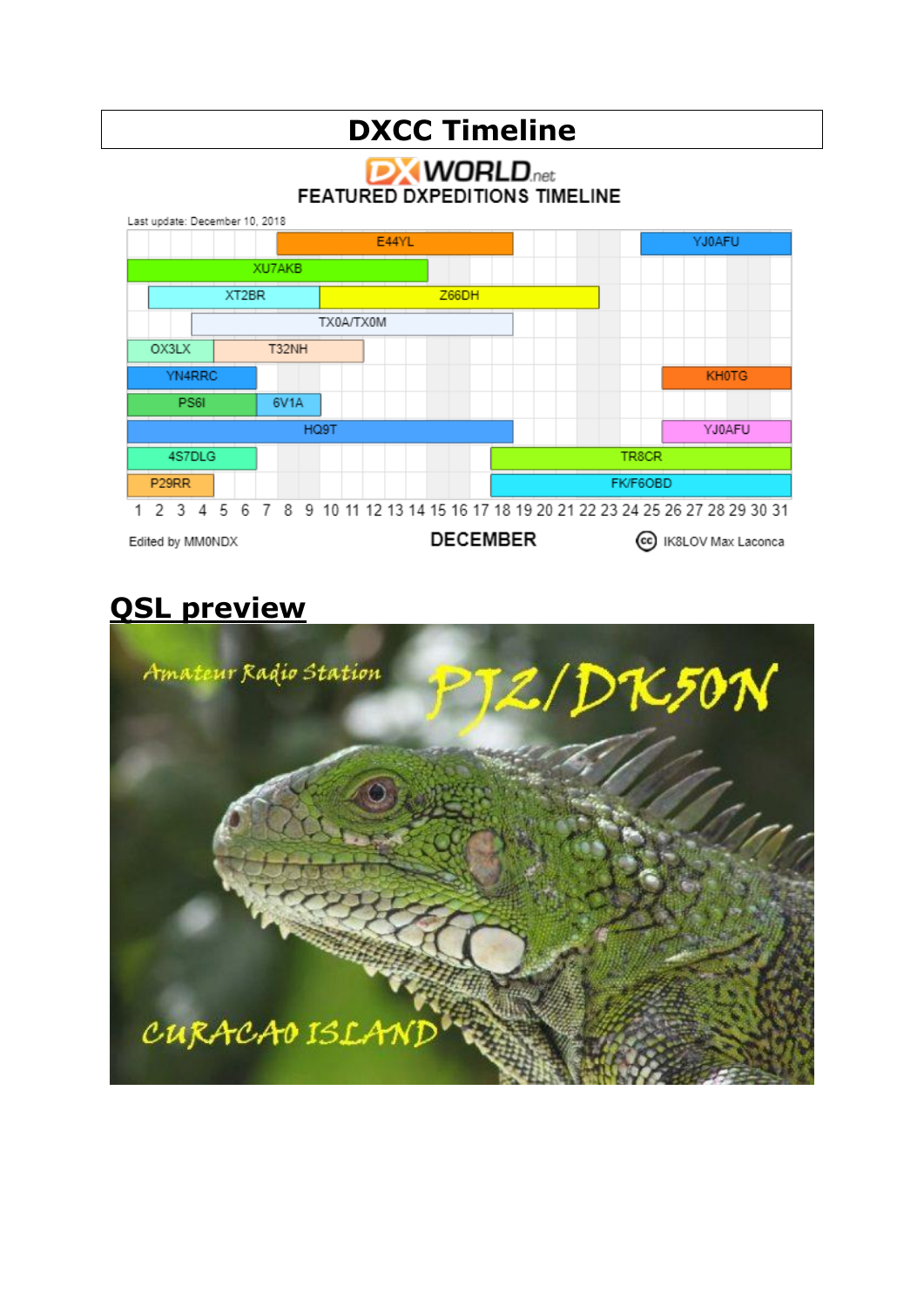# DXCC Timeline

## QSL preview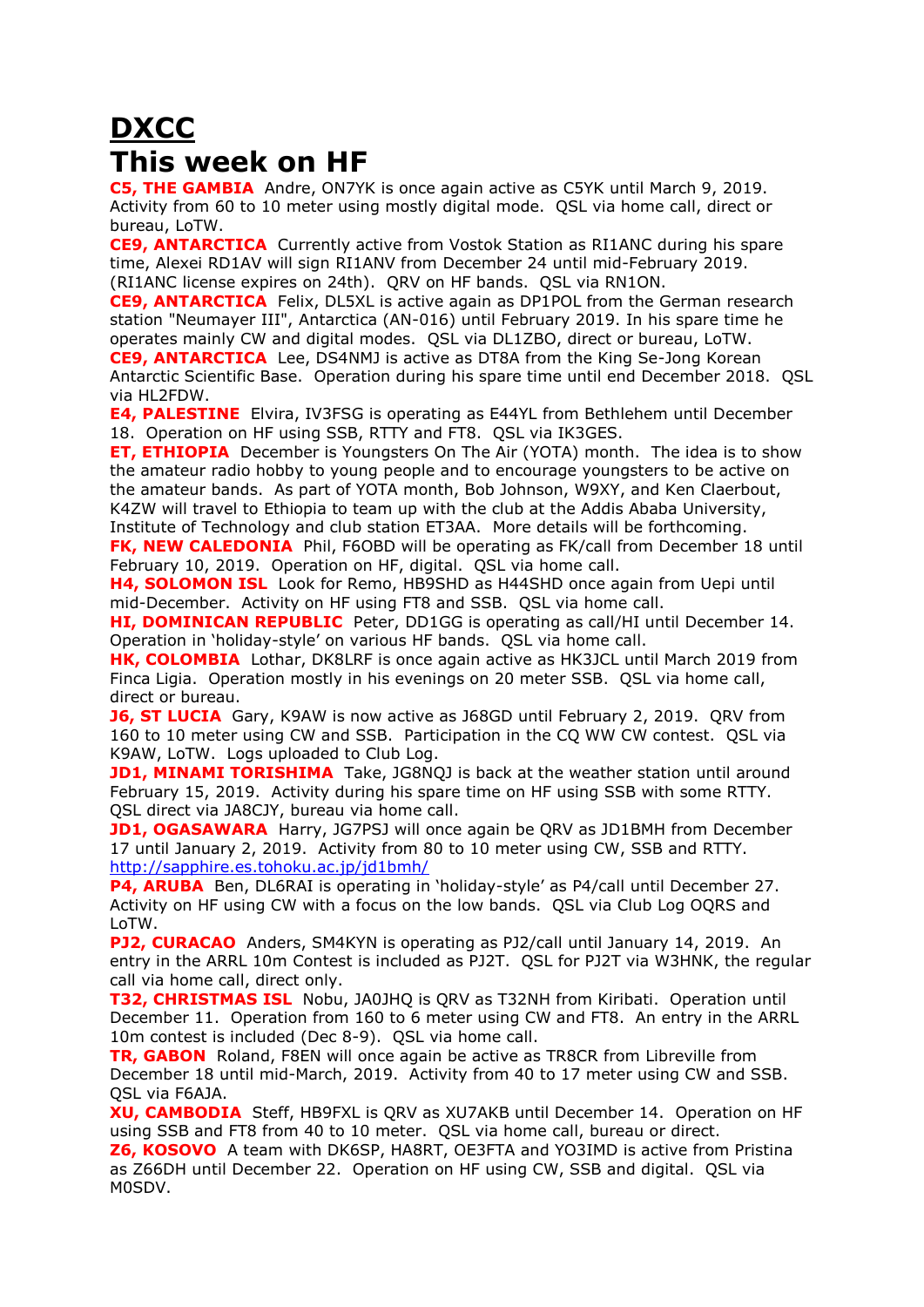# DXCC
# This week on HF

**C5, THE GAMBIA** Andre, ON7YK is once again active as C5YK until March 9, 2019. Activity from 60 to 10 meter using mostly digital mode. QSL via home call, direct or bureau, LoTW.

**CE9, ANTARCTICA** Currently active from Vostok Station as RI1ANC during his spare time, Alexei RD1AV will sign RI1ANV from December 24 until mid-February 2019. (RI1ANC license expires on 24th). QRV on HF bands. QSL via RN1ON.

**CE9, ANTARCTICA** Felix, DL5XL is active again as DP1POL from the German research station "Neumayer III", Antarctica (AN-016) until February 2019. In his spare time he operates mainly CW and digital modes. QSL via DL1ZBO, direct or bureau, LoTW.

**CE9, ANTARCTICA** Lee, DS4NMJ is active as DT8A from the King Se-Jong Korean Antarctic Scientific Base. Operation during his spare time until end December 2018. QSL via HL2FDW.

**E4, PALESTINE** Elvira, IV3FSG is operating as E44YL from Bethlehem until December 18. Operation on HF using SSB, RTTY and FT8. QSL via IK3GES.

**ET, ETHIOPIA** December is Youngsters On The Air (YOTA) month. The idea is to show the amateur radio hobby to young people and to encourage youngsters to be active on the amateur bands. As part of YOTA month, Bob Johnson, W9XY, and Ken Claerbout, K4ZW will travel to Ethiopia to team up with the club at the Addis Ababa University, Institute of Technology and club station ET3AA. More details will be forthcoming.

**FK, NEW CALEDONIA** Phil, F6OBD will be operating as FK/call from December 18 until February 10, 2019. Operation on HF, digital. QSL via home call.

**H4, SOLOMON ISL** Look for Remo, HB9SHD as H44SHD once again from Uepi until mid-December. Activity on HF using FT8 and SSB. QSL via home call.

**HI, DOMINICAN REPUBLIC** Peter, DD1GG is operating as call/HI until December 14. Operation in 'holiday-style' on various HF bands. QSL via home call.

**HK, COLOMBIA** Lothar, DK8LRF is once again active as HK3JCL until March 2019 from Finca Ligia. Operation mostly in his evenings on 20 meter SSB. QSL via home call, direct or bureau.

**J6, ST LUCIA** Gary, K9AW is now active as J68GD until February 2, 2019. QRV from 160 to 10 meter using CW and SSB. Participation in the CQ WW CW contest. QSL via K9AW, LoTW. Logs uploaded to Club Log.

**JD1, MINAMI TORISHIMA** Take, JG8NQJ is back at the weather station until around February 15, 2019. Activity during his spare time on HF using SSB with some RTTY. QSL direct via JA8CJY, bureau via home call.

**JD1, OGASAWARA** Harry, JG7PSJ will once again be QRV as JD1BMH from December 17 until January 2, 2019. Activity from 80 to 10 meter using CW, SSB and RTTY. [http://sapphire.es.tohoku.ac.jp/jd1bmh/](http://sapphire.es.tohoku.ac.jp/jd1bmh/)

**P4, ARUBA** Ben, DL6RAI is operating in 'holiday-style' as P4/call until December 27. Activity on HF using CW with a focus on the low bands. QSL via Club Log OQRS and LoTW.

**PJ2, CURACAO** Anders, SM4KYN is operating as PJ2/call until January 14, 2019. An entry in the ARRL 10m Contest is included as PJ2T. QSL for PJ2T via W3HNK, the regular call via home call, direct only.

**T32, CHRISTMAS ISL** Nobu, JA0JHQ is QRV as T32NH from Kiribati. Operation until December 11. Operation from 160 to 6 meter using CW and FT8. An entry in the ARRL 10m contest is included (Dec 8-9). QSL via home call.

**TR, GABON** Roland, F8EN will once again be active as TR8CR from Libreville from December 18 until mid-March, 2019. Activity from 40 to 17 meter using CW and SSB. QSL via F6AJA.

**XU, CAMBODIA** Steff, HB9FXL is QRV as XU7AKB until December 14. Operation on HF using SSB and FT8 from 40 to 10 meter. QSL via home call, bureau or direct.

**Z6, KOSOVO** A team with DK6SP, HA8RT, OE3FTA and YO3IMD is active from Pristina as Z66DH until December 22. Operation on HF using CW, SSB and digital. QSL via M0SDV.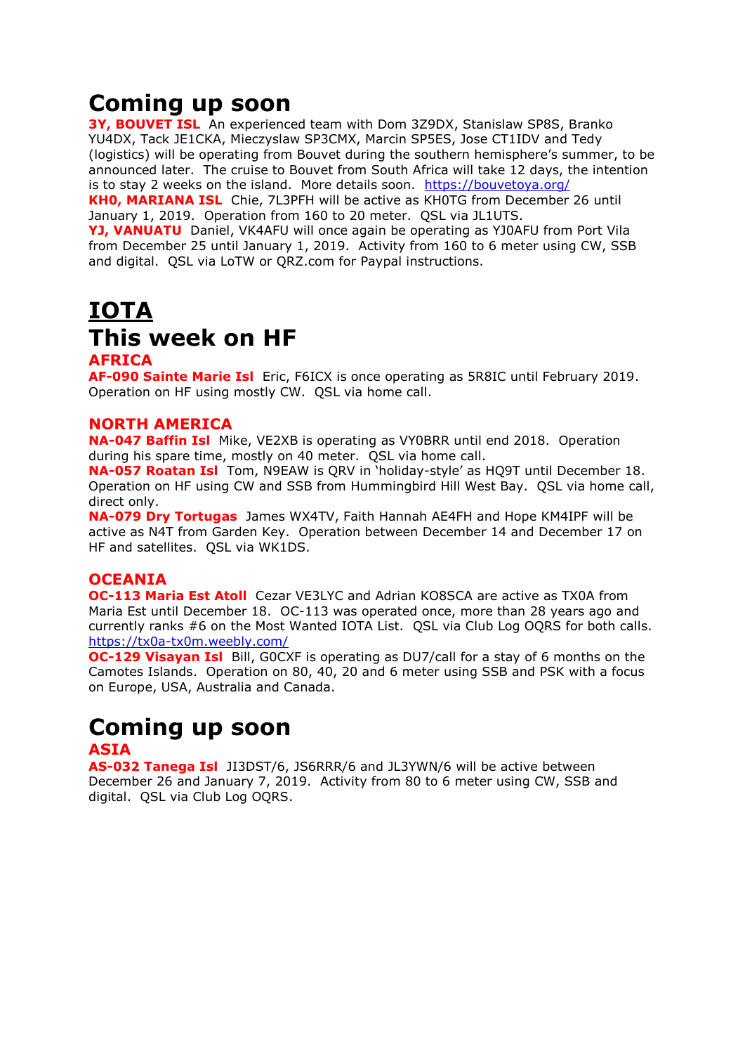# Coming up soon

**3Y, BOUVET ISL** An experienced team with Dom 3Z9DX, Stanislaw SP8S, Branko YU4DX, Tack JE1CKA, Mieczyslaw SP3CMX, Marcin SP5ES, Jose CT1IDV and Tedy (logistics) will be operating from Bouvet during the southern hemisphere's summer, to be announced later. The cruise to Bouvet from South Africa will take 12 days, the intention is to stay 2 weeks on the island. More details soon. https://bouvetoya.org/

**KH0, MARIANA ISL** Chie, 7L3PFH will be active as KH0TG from December 26 until January 1, 2019. Operation from 160 to 20 meter. QSL via JL1UTS.

**YJ, VANUATU** Daniel, VK4AFU will once again be operating as YJ0AFU from Port Vila from December 25 until January 1, 2019. Activity from 160 to 6 meter using CW, SSB and digital. QSL via LoTW or QRZ.com for Paypal instructions.

# IOTA

# This week on HF

## AFRICA

**AF-090 Sainte Marie Isl** Eric, F6ICX is once operating as 5R8IC until February 2019. Operation on HF using mostly CW. QSL via home call.

## NORTH AMERICA

**NA-047 Baffin Isl** Mike, VE2XB is operating as VY0BRR until end 2018. Operation during his spare time, mostly on 40 meter. QSL via home call.

**NA-057 Roatan Isl** Tom, N9EAW is QRV in 'holiday-style' as HQ9T until December 18. Operation on HF using CW and SSB from Hummingbird Hill West Bay. QSL via home call, direct only.

**NA-079 Dry Tortugas** James WX4TV, Faith Hannah AE4FH and Hope KM4IPF will be active as N4T from Garden Key. Operation between December 14 and December 17 on HF and satellites. QSL via WK1DS.

## OCEANIA

**OC-113 Maria Est Atoll** Cezar VE3LYC and Adrian KO8SCA are active as TX0A from Maria Est until December 18. OC-113 was operated once, more than 28 years ago and currently ranks #6 on the Most Wanted IOTA List. QSL via Club Log OQRS for both calls. https://tx0a-tx0m.weebly.com/

**OC-129 Visayan Isl** Bill, G0CXF is operating as DU7/call for a stay of 6 months on the Camotes Islands. Operation on 80, 40, 20 and 6 meter using SSB and PSK with a focus on Europe, USA, Australia and Canada.

# Coming up soon

## ASIA

**AS-032 Tanega Isl** JI3DST/6, JS6RRR/6 and JL3YWN/6 will be active between December 26 and January 7, 2019. Activity from 80 to 6 meter using CW, SSB and digital. QSL via Club Log OQRS.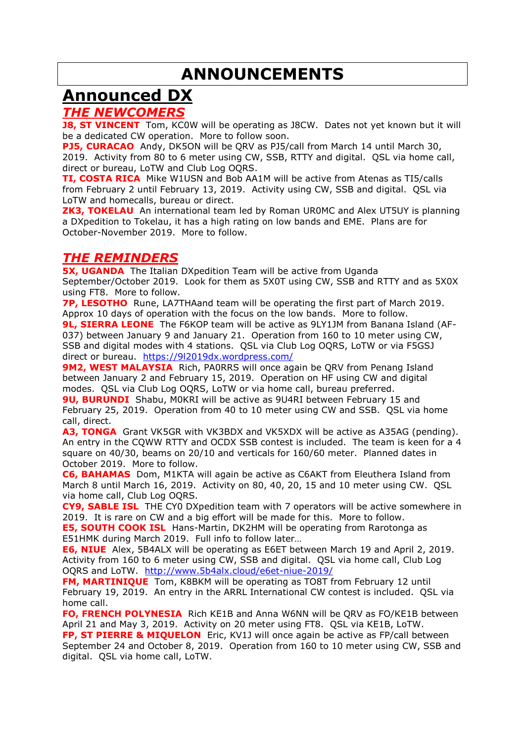# ANNOUNCEMENTS

## Announced DX

### *THE NEWCOMERS*

**J8, ST VINCENT** Tom, KC0W will be operating as J8CW. Dates not yet known but it will be a dedicated CW operation. More to follow soon.

**PJ5, CURACAO** Andy, DK5ON will be QRV as PJ5/call from March 14 until March 30, 2019. Activity from 80 to 6 meter using CW, SSB, RTTY and digital. QSL via home call, direct or bureau, LoTW and Club Log OQRS.

**TI, COSTA RICA** Mike W1USN and Bob AA1M will be active from Atenas as TI5/calls from February 2 until February 13, 2019. Activity using CW, SSB and digital. QSL via LoTW and homecalls, bureau or direct.

**ZK3, TOKELAU** An international team led by Roman UR0MC and Alex UT5UY is planning a DXpedition to Tokelau, it has a high rating on low bands and EME. Plans are for October-November 2019. More to follow.

### *THE REMINDERS*

**5X, UGANDA** The Italian DXpedition Team will be active from Uganda September/October 2019. Look for them as 5X0T using CW, SSB and RTTY and as 5X0X using FT8. More to follow.

**7P, LESOTHO** Rune, LA7THAand team will be operating the first part of March 2019. Approx 10 days of operation with the focus on the low bands. More to follow.

**9L, SIERRA LEONE** The F6KOP team will be active as 9LY1JM from Banana Island (AF-037) between January 9 and January 21. Operation from 160 to 10 meter using CW, SSB and digital modes with 4 stations. QSL via Club Log OQRS, LoTW or via F5GSJ direct or bureau. https://9l2019dx.wordpress.com/

**9M2, WEST MALAYSIA** Rich, PA0RRS will once again be QRV from Penang Island between January 2 and February 15, 2019. Operation on HF using CW and digital modes. QSL via Club Log OQRS, LoTW or via home call, bureau preferred.

**9U, BURUNDI** Shabu, M0KRI will be active as 9U4RI between February 15 and February 25, 2019. Operation from 40 to 10 meter using CW and SSB. QSL via home call, direct.

**A3, TONGA** Grant VK5GR with VK3BDX and VK5XDX will be active as A35AG (pending). An entry in the CQWW RTTY and OCDX SSB contest is included. The team is keen for a 4 square on 40/30, beams on 20/10 and verticals for 160/60 meter. Planned dates in October 2019. More to follow.

**C6, BAHAMAS** Dom, M1KTA will again be active as C6AKT from Eleuthera Island from March 8 until March 16, 2019. Activity on 80, 40, 20, 15 and 10 meter using CW. QSL via home call, Club Log OQRS.

**CY9, SABLE ISL** THE CY0 DXpedition team with 7 operators will be active somewhere in 2019. It is rare on CW and a big effort will be made for this. More to follow.

**E5, SOUTH COOK ISL** Hans-Martin, DK2HM will be operating from Rarotonga as E51HMK during March 2019. Full info to follow later…

**E6, NIUE** Alex, 5B4ALX will be operating as E6ET between March 19 and April 2, 2019. Activity from 160 to 6 meter using CW, SSB and digital. QSL via home call, Club Log OQRS and LoTW. http://www.5b4alx.cloud/e6et-niue-2019/

**FM, MARTINIQUE** Tom, K8BKM will be operating as TO8T from February 12 until February 19, 2019. An entry in the ARRL International CW contest is included. QSL via home call.

**FO, FRENCH POLYNESIA** Rich KE1B and Anna W6NN will be QRV as FO/KE1B between April 21 and May 3, 2019. Activity on 20 meter using FT8. QSL via KE1B, LoTW.

**FP, ST PIERRE & MIQUELON** Eric, KV1J will once again be active as FP/call between September 24 and October 8, 2019. Operation from 160 to 10 meter using CW, SSB and digital. QSL via home call, LoTW.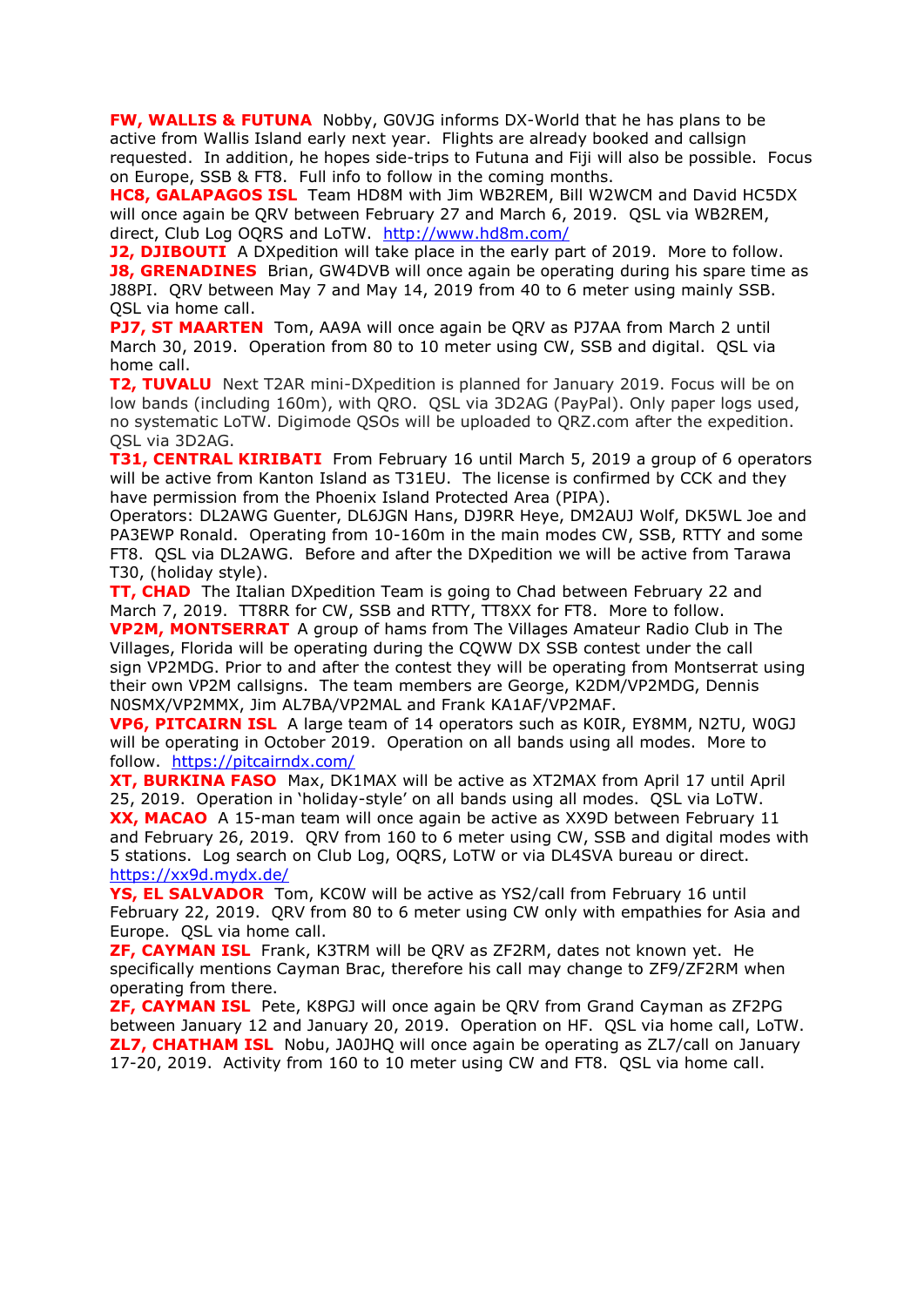**FW, WALLIS & FUTUNA** Nobby, G0VJG informs DX-World that he has plans to be active from Wallis Island early next year. Flights are already booked and callsign requested. In addition, he hopes side-trips to Futuna and Fiji will also be possible. Focus on Europe, SSB & FT8. Full info to follow in the coming months.

**HC8, GALAPAGOS ISL** Team HD8M with Jim WB2REM, Bill W2WCM and David HC5DX will once again be QRV between February 27 and March 6, 2019. QSL via WB2REM, direct, Club Log OQRS and LoTW. http://www.hd8m.com/

**J2, DJIBOUTI** A DXpedition will take place in the early part of 2019. More to follow.

**J8, GRENADINES** Brian, GW4DVB will once again be operating during his spare time as J88PI. QRV between May 7 and May 14, 2019 from 40 to 6 meter using mainly SSB. QSL via home call.

**PJ7, ST MAARTEN** Tom, AA9A will once again be QRV as PJ7AA from March 2 until March 30, 2019. Operation from 80 to 10 meter using CW, SSB and digital. QSL via home call.

**T2, TUVALU** Next T2AR mini-DXpedition is planned for January 2019. Focus will be on low bands (including 160m), with QRO. QSL via 3D2AG (PayPal). Only paper logs used, no systematic LoTW. Digimode QSOs will be uploaded to QRZ.com after the expedition. QSL via 3D2AG.

**T31, CENTRAL KIRIBATI** From February 16 until March 5, 2019 a group of 6 operators will be active from Kanton Island as T31EU. The license is confirmed by CCK and they have permission from the Phoenix Island Protected Area (PIPA).
Operators: DL2AWG Guenter, DL6JGN Hans, DJ9RR Heye, DM2AUJ Wolf, DK5WL Joe and PA3EWP Ronald. Operating from 10-160m in the main modes CW, SSB, RTTY and some FT8. QSL via DL2AWG. Before and after the DXpedition we will be active from Tarawa T30, (holiday style).

**TT, CHAD** The Italian DXpedition Team is going to Chad between February 22 and March 7, 2019. TT8RR for CW, SSB and RTTY, TT8XX for FT8. More to follow.

**VP2M, MONTSERRAT** A group of hams from The Villages Amateur Radio Club in The Villages, Florida will be operating during the CQWW DX SSB contest under the call sign VP2MDG. Prior to and after the contest they will be operating from Montserrat using their own VP2M callsigns. The team members are George, K2DM/VP2MDG, Dennis N0SMX/VP2MMX, Jim AL7BA/VP2MAL and Frank KA1AF/VP2MAF.

**VP6, PITCAIRN ISL** A large team of 14 operators such as K0IR, EY8MM, N2TU, W0GJ will be operating in October 2019. Operation on all bands using all modes. More to follow. https://pitcairndx.com/

**XT, BURKINA FASO** Max, DK1MAX will be active as XT2MAX from April 17 until April 25, 2019. Operation in 'holiday-style' on all bands using all modes. QSL via LoTW.

**XX, MACAO** A 15-man team will once again be active as XX9D between February 11 and February 26, 2019. QRV from 160 to 6 meter using CW, SSB and digital modes with 5 stations. Log search on Club Log, OQRS, LoTW or via DL4SVA bureau or direct. https://xx9d.mydx.de/

**YS, EL SALVADOR** Tom, KC0W will be active as YS2/call from February 16 until February 22, 2019. QRV from 80 to 6 meter using CW only with empathies for Asia and Europe. QSL via home call.

**ZF, CAYMAN ISL** Frank, K3TRM will be QRV as ZF2RM, dates not known yet. He specifically mentions Cayman Brac, therefore his call may change to ZF9/ZF2RM when operating from there.

**ZF, CAYMAN ISL** Pete, K8PGJ will once again be QRV from Grand Cayman as ZF2PG between January 12 and January 20, 2019. Operation on HF. QSL via home call, LoTW.

**ZL7, CHATHAM ISL** Nobu, JA0JHQ will once again be operating as ZL7/call on January 17-20, 2019. Activity from 160 to 10 meter using CW and FT8. QSL via home call.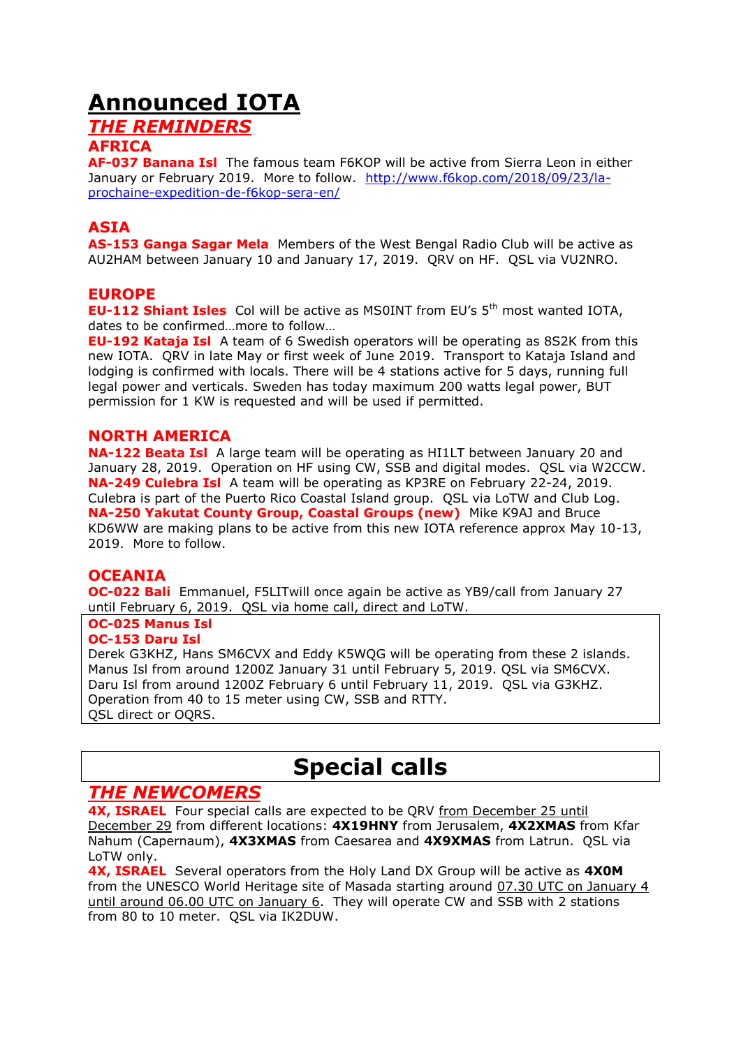# Announced IOTA

## *THE REMINDERS*

### AFRICA

**AF-037 Banana Isl** The famous team F6KOP will be active from Sierra Leon in either January or February 2019. More to follow. http://www.f6kop.com/2018/09/23/la-prochaine-expedition-de-f6kop-sera-en/

### ASIA

**AS-153 Ganga Sagar Mela** Members of the West Bengal Radio Club will be active as AU2HAM between January 10 and January 17, 2019. QRV on HF. QSL via VU2NRO.

### EUROPE

**EU-112 Shiant Isles** Col will be active as MS0INT from EU's 5th most wanted IOTA, dates to be confirmed…more to follow…

**EU-192 Kataja Isl** A team of 6 Swedish operators will be operating as 8S2K from this new IOTA. QRV in late May or first week of June 2019. Transport to Kataja Island and lodging is confirmed with locals. There will be 4 stations active for 5 days, running full legal power and verticals. Sweden has today maximum 200 watts legal power, BUT permission for 1 KW is requested and will be used if permitted.

### NORTH AMERICA

**NA-122 Beata Isl** A large team will be operating as HI1LT between January 20 and January 28, 2019. Operation on HF using CW, SSB and digital modes. QSL via W2CCW.

**NA-249 Culebra Isl** A team will be operating as KP3RE on February 22-24, 2019. Culebra is part of the Puerto Rico Coastal Island group. QSL via LoTW and Club Log.

**NA-250 Yakutat County Group, Coastal Groups (new)** Mike K9AJ and Bruce KD6WW are making plans to be active from this new IOTA reference approx May 10-13, 2019. More to follow.

### OCEANIA

**OC-022 Bali** Emmanuel, F5LITwill once again be active as YB9/call from January 27 until February 6, 2019. QSL via home call, direct and LoTW.

**OC-025 Manus Isl**
**OC-153 Daru Isl**
Derek G3KHZ, Hans SM6CVX and Eddy K5WQG will be operating from these 2 islands. Manus Isl from around 1200Z January 31 until February 5, 2019. QSL via SM6CVX. Daru Isl from around 1200Z February 6 until February 11, 2019. QSL via G3KHZ. Operation from 40 to 15 meter using CW, SSB and RTTY.
QSL direct or OQRS.

# Special calls

## *THE NEWCOMERS*

**4X, ISRAEL** Four special calls are expected to be QRV from December 25 until December 29 from different locations: **4X19HNY** from Jerusalem, **4X2XMAS** from Kfar Nahum (Capernaum), **4X3XMAS** from Caesarea and **4X9XMAS** from Latrun. QSL via LoTW only.

**4X, ISRAEL** Several operators from the Holy Land DX Group will be active as **4X0M** from the UNESCO World Heritage site of Masada starting around 07.30 UTC on January 4 until around 06.00 UTC on January 6. They will operate CW and SSB with 2 stations from 80 to 10 meter. QSL via IK2DUW.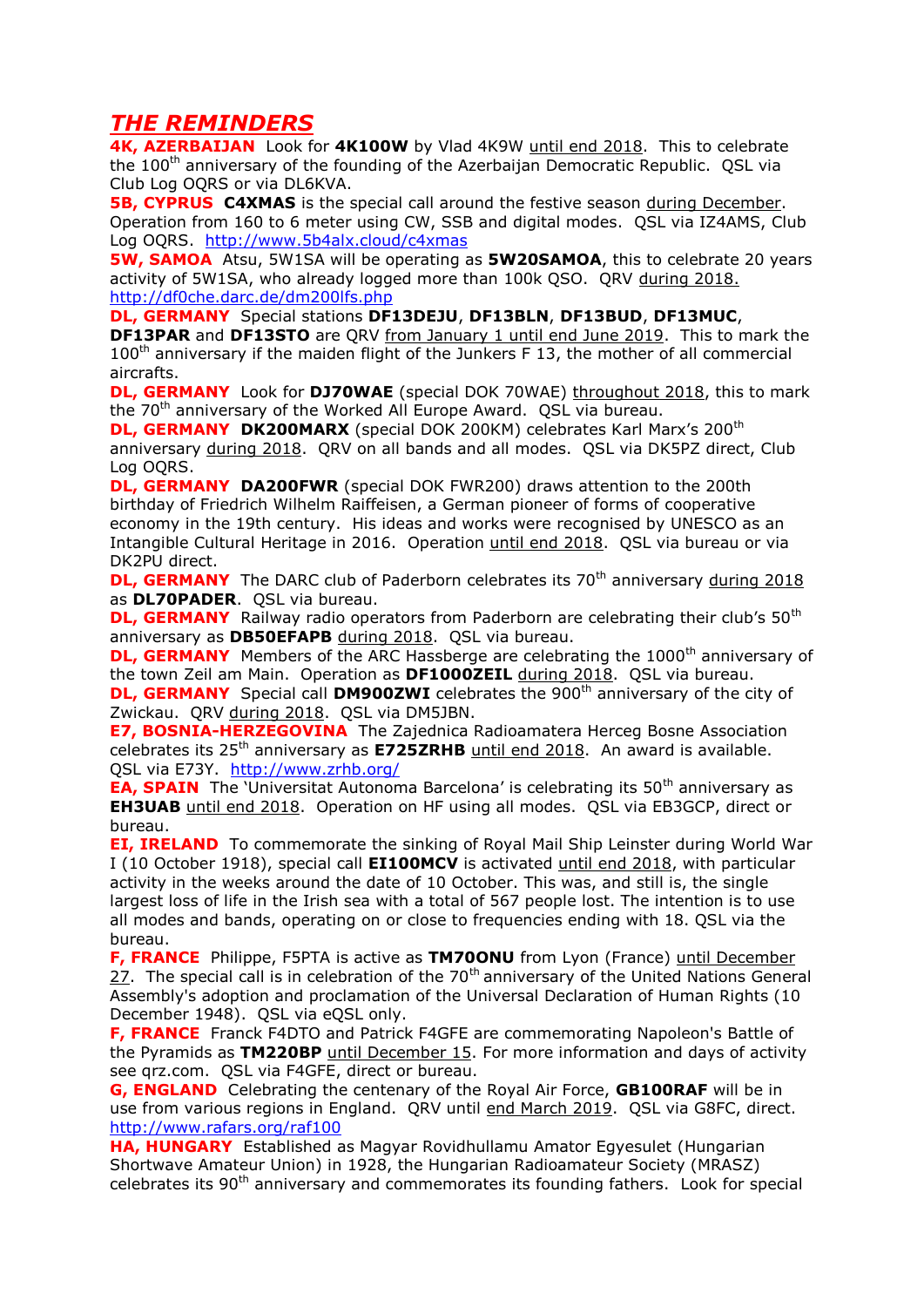## *THE REMINDERS*

**4K, AZERBAIJAN** Look for **4K100W** by Vlad 4K9W until end 2018. This to celebrate the 100th anniversary of the founding of the Azerbaijan Democratic Republic. QSL via Club Log OQRS or via DL6KVA.

**5B, CYPRUS** **C4XMAS** is the special call around the festive season during December. Operation from 160 to 6 meter using CW, SSB and digital modes. QSL via IZ4AMS, Club Log OQRS. http://www.5b4alx.cloud/c4xmas

**5W, SAMOA** Atsu, 5W1SA will be operating as **5W20SAMOA**, this to celebrate 20 years activity of 5W1SA, who already logged more than 100k QSO. QRV during 2018. http://df0che.darc.de/dm200lfs.php

**DL, GERMANY** Special stations **DF13DEJU**, **DF13BLN**, **DF13BUD**, **DF13MUC**, **DF13PAR** and **DF13STO** are QRV from January 1 until end June 2019. This to mark the 100th anniversary if the maiden flight of the Junkers F 13, the mother of all commercial aircrafts.

**DL, GERMANY** Look for **DJ70WAE** (special DOK 70WAE) throughout 2018, this to mark the 70th anniversary of the Worked All Europe Award. QSL via bureau.

**DL, GERMANY** **DK200MARX** (special DOK 200KM) celebrates Karl Marx's 200th anniversary during 2018. QRV on all bands and all modes. QSL via DK5PZ direct, Club Log OQRS.

**DL, GERMANY** **DA200FWR** (special DOK FWR200) draws attention to the 200th birthday of Friedrich Wilhelm Raiffeisen, a German pioneer of forms of cooperative economy in the 19th century. His ideas and works were recognised by UNESCO as an Intangible Cultural Heritage in 2016. Operation until end 2018. QSL via bureau or via DK2PU direct.

**DL, GERMANY** The DARC club of Paderborn celebrates its 70th anniversary during 2018 as **DL70PADER**. QSL via bureau.

**DL, GERMANY** Railway radio operators from Paderborn are celebrating their club's 50th anniversary as **DB50EFAPB** during 2018. QSL via bureau.

**DL, GERMANY** Members of the ARC Hassberge are celebrating the 1000th anniversary of the town Zeil am Main. Operation as **DF1000ZEIL** during 2018. QSL via bureau.

**DL, GERMANY** Special call **DM900ZWI** celebrates the 900th anniversary of the city of Zwickau. QRV during 2018. QSL via DM5JBN.

**E7, BOSNIA-HERZEGOVINA** The Zajednica Radioamatera Herceg Bosne Association celebrates its 25th anniversary as **E725ZRHB** until end 2018. An award is available. QSL via E73Y. http://www.zrhb.org/

**EA, SPAIN** The 'Universitat Autonoma Barcelona' is celebrating its 50th anniversary as **EH3UAB** until end 2018. Operation on HF using all modes. QSL via EB3GCP, direct or bureau.

**EI, IRELAND** To commemorate the sinking of Royal Mail Ship Leinster during World War I (10 October 1918), special call **EI100MCV** is activated until end 2018, with particular activity in the weeks around the date of 10 October. This was, and still is, the single largest loss of life in the Irish sea with a total of 567 people lost. The intention is to use all modes and bands, operating on or close to frequencies ending with 18. QSL via the bureau.

**F, FRANCE** Philippe, F5PTA is active as **TM70ONU** from Lyon (France) until December 27. The special call is in celebration of the 70th anniversary of the United Nations General Assembly's adoption and proclamation of the Universal Declaration of Human Rights (10 December 1948). QSL via eQSL only.

**F, FRANCE** Franck F4DTO and Patrick F4GFE are commemorating Napoleon's Battle of the Pyramids as **TM220BP** until December 15. For more information and days of activity see qrz.com. QSL via F4GFE, direct or bureau.

**G, ENGLAND** Celebrating the centenary of the Royal Air Force, **GB100RAF** will be in use from various regions in England. QRV until end March 2019. QSL via G8FC, direct. http://www.rafars.org/raf100

**HA, HUNGARY** Established as Magyar Rovidhullamu Amator Egyesulet (Hungarian Shortwave Amateur Union) in 1928, the Hungarian Radioamateur Society (MRASZ) celebrates its 90th anniversary and commemorates its founding fathers. Look for special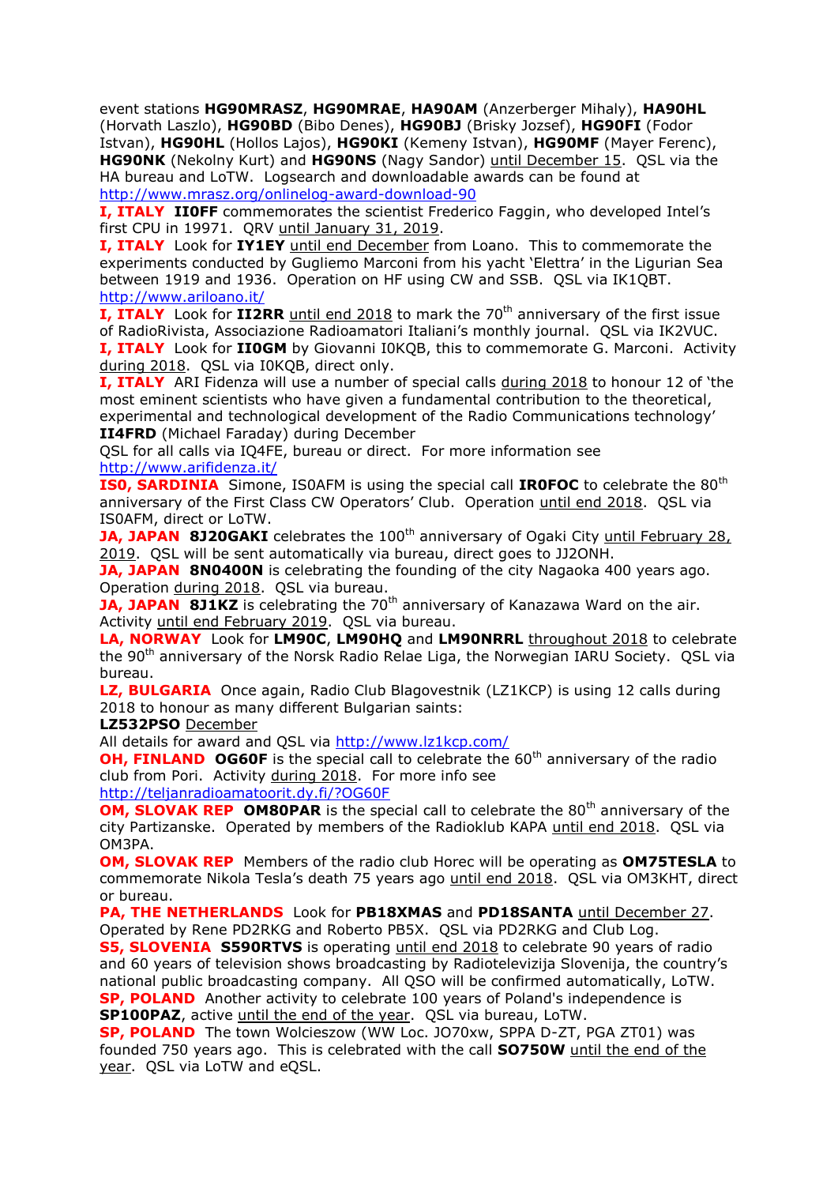event stations **HG90MRASZ**, **HG90MRAE**, **HA90AM** (Anzerberger Mihaly), **HA90HL** (Horvath Laszlo), **HG90BD** (Bibo Denes), **HG90BJ** (Brisky Jozsef), **HG90FI** (Fodor Istvan), **HG90HL** (Hollos Lajos), **HG90KI** (Kemeny Istvan), **HG90MF** (Mayer Ferenc), **HG90NK** (Nekolny Kurt) and **HG90NS** (Nagy Sandor) until December 15. QSL via the HA bureau and LoTW. Logsearch and downloadable awards can be found at http://www.mrasz.org/onlinelog-award-download-90

**I, ITALY** **II0FF** commemorates the scientist Frederico Faggin, who developed Intel's first CPU in 19971. QRV until January 31, 2019.

**I, ITALY** Look for **IY1EY** until end December from Loano. This to commemorate the experiments conducted by Gugliemo Marconi from his yacht 'Elettra' in the Ligurian Sea between 1919 and 1936. Operation on HF using CW and SSB. QSL via IK1QBT. http://www.ariloano.it/

**I, ITALY** Look for **II2RR** until end 2018 to mark the 70th anniversary of the first issue of RadioRivista, Associazione Radioamatori Italiani's monthly journal. QSL via IK2VUC.

**I, ITALY** Look for **II0GM** by Giovanni I0KQB, this to commemorate G. Marconi. Activity during 2018. QSL via I0KQB, direct only.

**I, ITALY** ARI Fidenza will use a number of special calls during 2018 to honour 12 of 'the most eminent scientists who have given a fundamental contribution to the theoretical, experimental and technological development of the Radio Communications technology'
**II4FRD** (Michael Faraday) during December
QSL for all calls via IQ4FE, bureau or direct. For more information see http://www.arifidenza.it/

**IS0, SARDINIA** Simone, IS0AFM is using the special call **IR0FOC** to celebrate the 80th anniversary of the First Class CW Operators' Club. Operation until end 2018. QSL via IS0AFM, direct or LoTW.

**JA, JAPAN** **8J20GAKI** celebrates the 100th anniversary of Ogaki City until February 28, 2019. QSL will be sent automatically via bureau, direct goes to JJ2ONH.

**JA, JAPAN** **8N0400N** is celebrating the founding of the city Nagaoka 400 years ago. Operation during 2018. QSL via bureau.

**JA, JAPAN** **8J1KZ** is celebrating the 70th anniversary of Kanazawa Ward on the air. Activity until end February 2019. QSL via bureau.

**LA, NORWAY** Look for **LM90C**, **LM90HQ** and **LM90NRRL** throughout 2018 to celebrate the 90th anniversary of the Norsk Radio Relae Liga, the Norwegian IARU Society. QSL via bureau.

**LZ, BULGARIA** Once again, Radio Club Blagovestnik (LZ1KCP) is using 12 calls during 2018 to honour as many different Bulgarian saints:
**LZ532PSO** December
All details for award and QSL via http://www.lz1kcp.com/

**OH, FINLAND** **OG60F** is the special call to celebrate the 60th anniversary of the radio club from Pori. Activity during 2018. For more info see http://teljanradioamatoorit.dy.fi/?OG60F

**OM, SLOVAK REP** **OM80PAR** is the special call to celebrate the 80th anniversary of the city Partizanske. Operated by members of the Radioklub KAPA until end 2018. QSL via OM3PA.

**OM, SLOVAK REP** Members of the radio club Horec will be operating as **OM75TESLA** to commemorate Nikola Tesla's death 75 years ago until end 2018. QSL via OM3KHT, direct or bureau.

**PA, THE NETHERLANDS** Look for **PB18XMAS** and **PD18SANTA** until December 27. Operated by Rene PD2RKG and Roberto PB5X. QSL via PD2RKG and Club Log.

**S5, SLOVENIA** **S590RTVS** is operating until end 2018 to celebrate 90 years of radio and 60 years of television shows broadcasting by Radiotelevizija Slovenija, the country's national public broadcasting company. All QSO will be confirmed automatically, LoTW.

**SP, POLAND** Another activity to celebrate 100 years of Poland's independence is **SP100PAZ**, active until the end of the year. QSL via bureau, LoTW.

**SP, POLAND** The town Wolcieszow (WW Loc. JO70xw, SPPA D-ZT, PGA ZT01) was founded 750 years ago. This is celebrated with the call **SO750W** until the end of the year. QSL via LoTW and eQSL.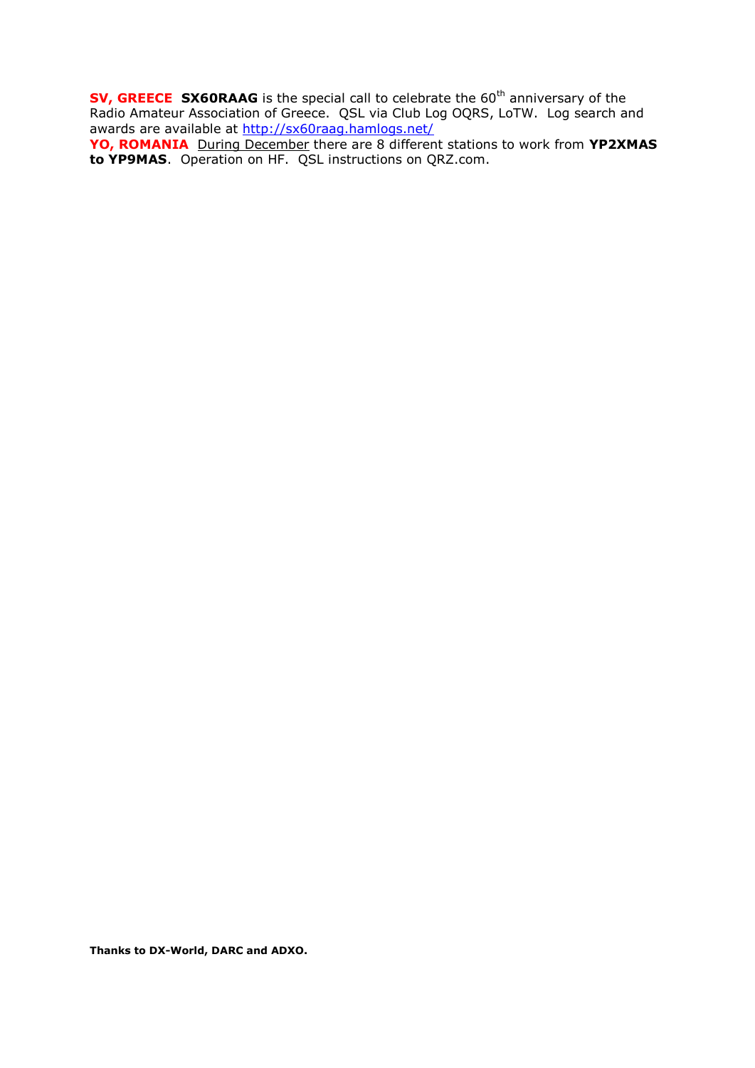**SV, GREECE** **SX60RAAG** is the special call to celebrate the 60$^{th}$ anniversary of the Radio Amateur Association of Greece. QSL via Club Log OQRS, LoTW. Log search and awards are available at http://sx60raag.hamlogs.net/

**YO, ROMANIA** During December there are 8 different stations to work from **YP2XMAS to YP9MAS**. Operation on HF. QSL instructions on QRZ.com.

**Thanks to DX-World, DARC and ADXO.**